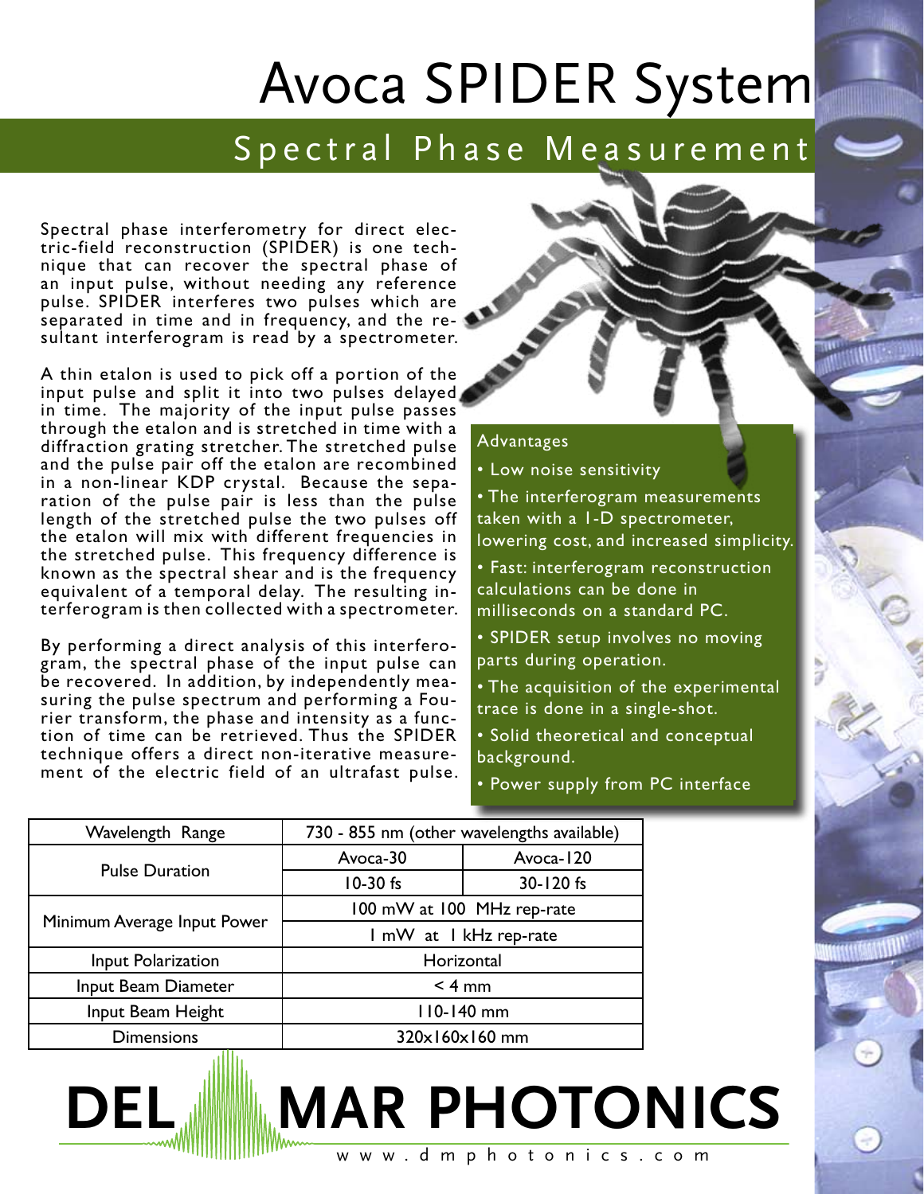# Avoca SPIDER System

## Spectral Phase Measurement

Spectral phase interferometry for direct electric-field reconstruction (SPIDER) is one technique that can recover the spectral phase of an input pulse, without needing any reference pulse. SPIDER interferes two pulses which are separated in time and in frequency, and the resultant interferogram is read by a spectrometer.

A thin etalon is used to pick off a portion of the input pulse and split it into two pulses delayed in time. The majority of the input pulse passes through the etalon and is stretched in time with a diffraction grating stretcher. The stretched pulse and the pulse pair off the etalon are recombined in a non-linear KDP crystal. Because the separation of the pulse pair is less than the pulse length of the stretched pulse the two pulses off the etalon will mix with different frequencies in the stretched pulse. This frequency difference is known as the spectral shear and is the frequency equivalent of a temporal delay. The resulting interferogram is then collected with a spectrometer.

By performing a direct analysis of this interferogram, the spectral phase of the input pulse can be recovered. In addition, by independently measuring the pulse spectrum and performing a Fourier transform, the phase and intensity as a function of time can be retrieved. Thus the SPIDER technique offers a direct non-iterative measurement of the electric field of an ultrafast pulse.

### Advantages

- Low noise sensitivity
- The interferogram measurements taken with a 1-D spectrometer, lowering cost, and increased simplicity.
- Fast: interferogram reconstruction calculations can be done in milliseconds on a standard PC.
- SPIDER setup involves no moving parts during operation.
- The acquisition of the experimental trace is done in a single-shot.
- Solid theoretical and conceptual background.
- Power supply from PC interface

| Wavelength Range | 730 - 855 nm (other wavelengths available) | |
|---|---|---|
| Pulse Duration | Avoca-30 | Avoca-120 |
| | 10-30 fs | 30-120 fs |
| Minimum Average Input Power | 100 mW at 100 MHz rep-rate | |
| | 1 mW at 1 kHz rep-rate | |
| Input Polarization | Horizontal | |
| Input Beam Diameter | < 4 mm | |
| Input Beam Height | 110-140 mm | |
| Dimensions | 320x160x160 mm | |

**DEL MAR PHOTONICS**

www.dmphotonics.com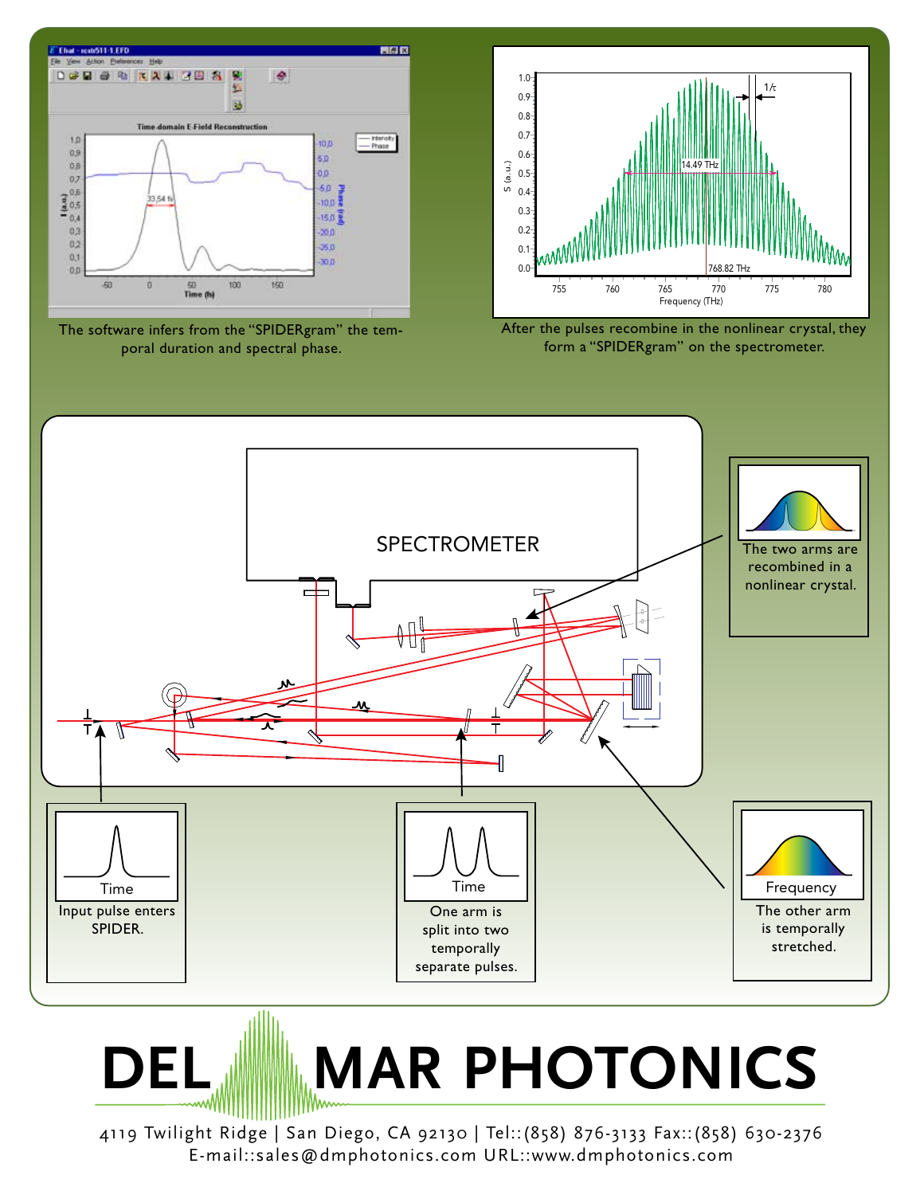Efhat - scsb511-1.EFD

File View Action Preferences Help

Time domain E-Field Reconstruction

1,0
0,9
0,8
0,7
0,6
0,5
0,4
0,3
0,2
0,1
0,0

I (a.u.)

33,54 fs

-50 0 50 100 150

Time (fs)

10,0
5,0
0,0
-5,0
-10,0
-15,0
-20,0
-25,0
-30,0

Phase (rad)

Intensity
Phase

The software infers from the "SPIDERgram" the temporal duration and spectral phase.

1.0
0.9
0.8
0.7
0.6
0.5
0.4
0.3
0.2
0.1
0.0

S (a.u.)

1/τ

14.49 THz

768.82 THz

755 760 765 770 775 780

Frequency (THz)

After the pulses recombine in the nonlinear crystal, they form a "SPIDERgram" on the spectrometer.

SPECTROMETER

The two arms are recombined in a nonlinear crystal.

Time

Input pulse enters SPIDER.

Time

One arm is split into two temporally separate pulses.

Frequency

The other arm is temporally stretched.

# DEL MAR PHOTONICS

4119 Twilight Ridge | San Diego, CA 92130 | Tel::(858) 876-3133 Fax::(858) 630-2376
E-mail::sales@dmphotonics.com URL::www.dmphotonics.com